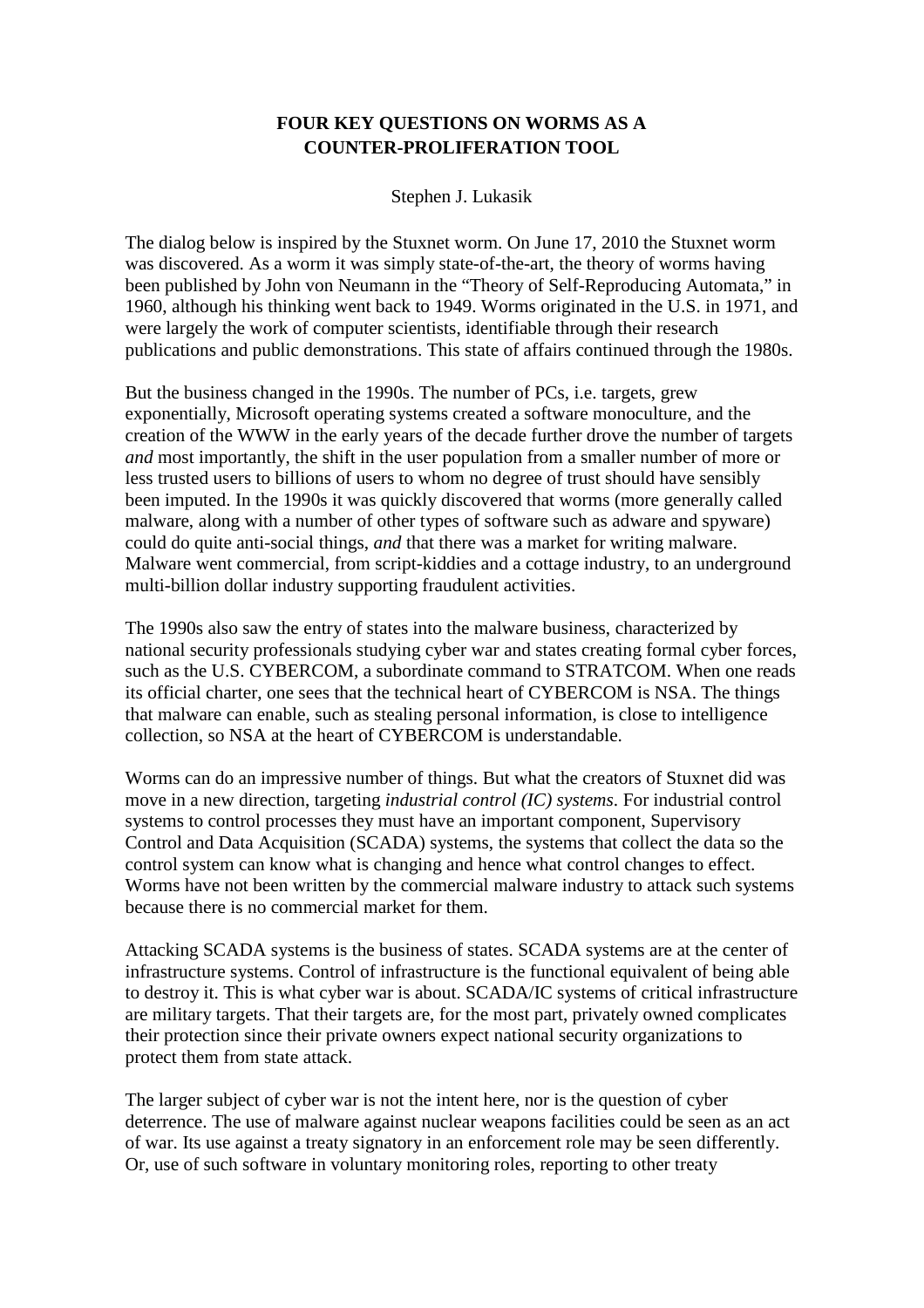# FOUR KEY QUESTIONS ON WORMS AS A COUNTER-PROLIFERATION TOOL

Stephen J. Lukasik

The dialog below is inspired by the Stuxnet worm. On June 17, 2010 the Stuxnet worm was discovered. As a worm it was simply state-of-the-art, the theory of worms having been published by John von Neumann in the "Theory of Self-Reproducing Automata," in 1960, although his thinking went back to 1949. Worms originated in the U.S. in 1971, and were largely the work of computer scientists, identifiable through their research publications and public demonstrations. This state of affairs continued through the 1980s.

But the business changed in the 1990s. The number of PCs, i.e. targets, grew exponentially, Microsoft operating systems created a software monoculture, and the creation of the WWW in the early years of the decade further drove the number of targets *and* most importantly, the shift in the user population from a smaller number of more or less trusted users to billions of users to whom no degree of trust should have sensibly been imputed. In the 1990s it was quickly discovered that worms (more generally called malware, along with a number of other types of software such as adware and spyware) could do quite anti-social things, *and* that there was a market for writing malware. Malware went commercial, from script-kiddies and a cottage industry, to an underground multi-billion dollar industry supporting fraudulent activities.

The 1990s also saw the entry of states into the malware business, characterized by national security professionals studying cyber war and states creating formal cyber forces, such as the U.S. CYBERCOM, a subordinate command to STRATCOM. When one reads its official charter, one sees that the technical heart of CYBERCOM is NSA. The things that malware can enable, such as stealing personal information, is close to intelligence collection, so NSA at the heart of CYBERCOM is understandable.

Worms can do an impressive number of things. But what the creators of Stuxnet did was move in a new direction, targeting *industrial control (IC) systems*. For industrial control systems to control processes they must have an important component, Supervisory Control and Data Acquisition (SCADA) systems, the systems that collect the data so the control system can know what is changing and hence what control changes to effect. Worms have not been written by the commercial malware industry to attack such systems because there is no commercial market for them.

Attacking SCADA systems is the business of states. SCADA systems are at the center of infrastructure systems. Control of infrastructure is the functional equivalent of being able to destroy it. This is what cyber war is about. SCADA/IC systems of critical infrastructure are military targets. That their targets are, for the most part, privately owned complicates their protection since their private owners expect national security organizations to protect them from state attack.

The larger subject of cyber war is not the intent here, nor is the question of cyber deterrence. The use of malware against nuclear weapons facilities could be seen as an act of war. Its use against a treaty signatory in an enforcement role may be seen differently. Or, use of such software in voluntary monitoring roles, reporting to other treaty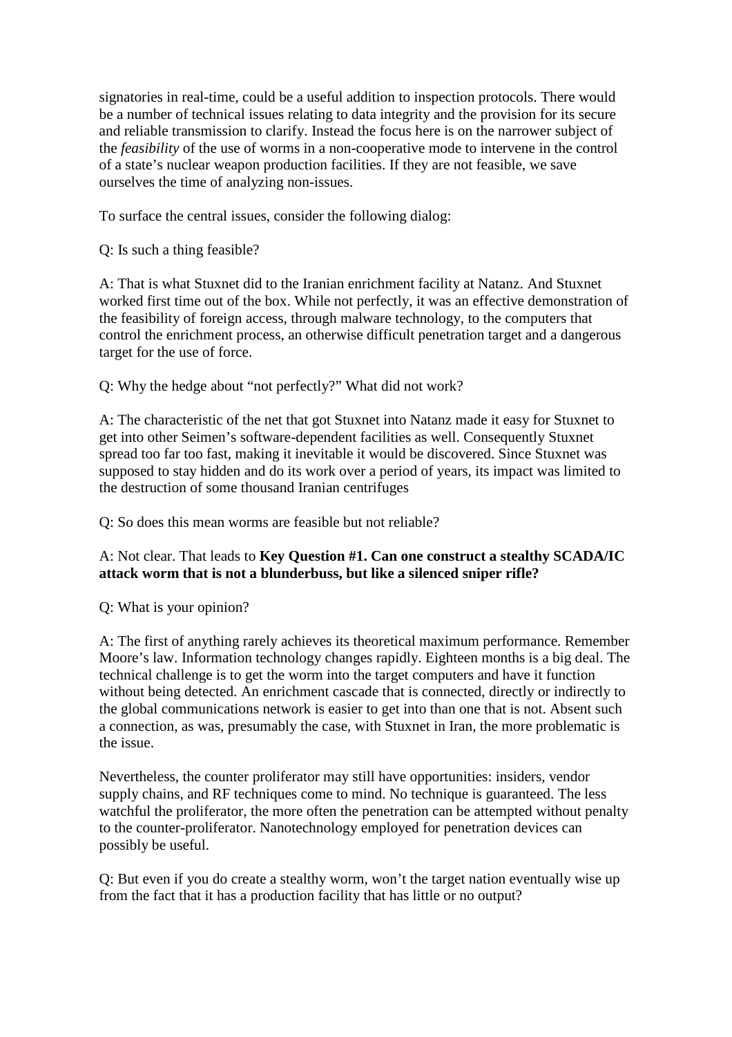signatories in real-time, could be a useful addition to inspection protocols. There would be a number of technical issues relating to data integrity and the provision for its secure and reliable transmission to clarify. Instead the focus here is on the narrower subject of the *feasibility* of the use of worms in a non-cooperative mode to intervene in the control of a state's nuclear weapon production facilities. If they are not feasible, we save ourselves the time of analyzing non-issues.

To surface the central issues, consider the following dialog:

Q: Is such a thing feasible?

A: That is what Stuxnet did to the Iranian enrichment facility at Natanz. And Stuxnet worked first time out of the box. While not perfectly, it was an effective demonstration of the feasibility of foreign access, through malware technology, to the computers that control the enrichment process, an otherwise difficult penetration target and a dangerous target for the use of force.

Q: Why the hedge about "not perfectly?" What did not work?

A: The characteristic of the net that got Stuxnet into Natanz made it easy for Stuxnet to get into other Seimen's software-dependent facilities as well. Consequently Stuxnet spread too far too fast, making it inevitable it would be discovered. Since Stuxnet was supposed to stay hidden and do its work over a period of years, its impact was limited to the destruction of some thousand Iranian centrifuges

Q: So does this mean worms are feasible but not reliable?

A: Not clear. That leads to **Key Question #1. Can one construct a stealthy SCADA/IC attack worm that is not a blunderbuss, but like a silenced sniper rifle?**

Q: What is your opinion?

A: The first of anything rarely achieves its theoretical maximum performance. Remember Moore's law. Information technology changes rapidly. Eighteen months is a big deal. The technical challenge is to get the worm into the target computers and have it function without being detected. An enrichment cascade that is connected, directly or indirectly to the global communications network is easier to get into than one that is not. Absent such a connection, as was, presumably the case, with Stuxnet in Iran, the more problematic is the issue.

Nevertheless, the counter proliferator may still have opportunities: insiders, vendor supply chains, and RF techniques come to mind. No technique is guaranteed. The less watchful the proliferator, the more often the penetration can be attempted without penalty to the counter-proliferator. Nanotechnology employed for penetration devices can possibly be useful.

Q: But even if you do create a stealthy worm, won't the target nation eventually wise up from the fact that it has a production facility that has little or no output?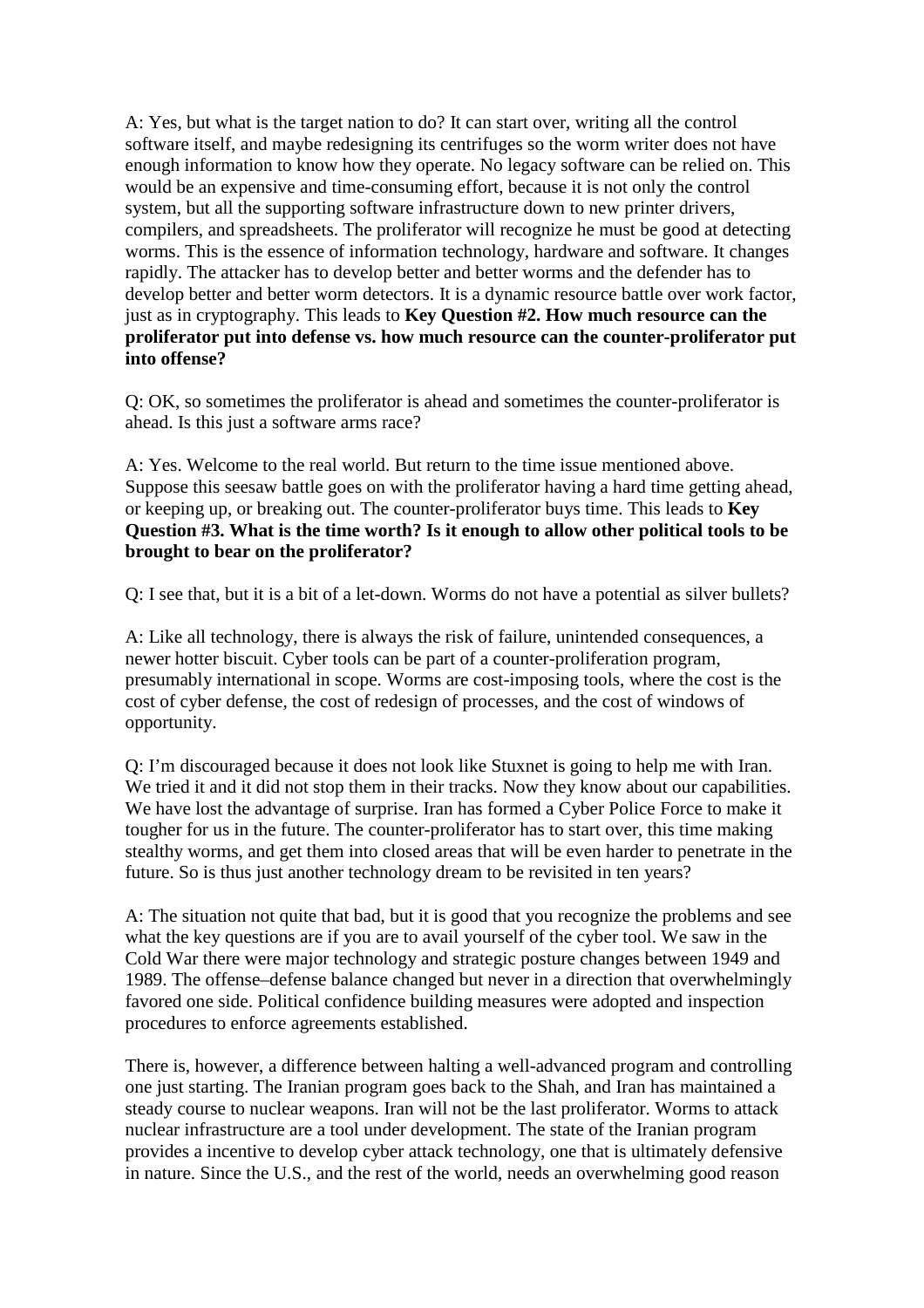A: Yes, but what is the target nation to do? It can start over, writing all the control software itself, and maybe redesigning its centrifuges so the worm writer does not have enough information to know how they operate. No legacy software can be relied on. This would be an expensive and time-consuming effort, because it is not only the control system, but all the supporting software infrastructure down to new printer drivers, compilers, and spreadsheets. The proliferator will recognize he must be good at detecting worms. This is the essence of information technology, hardware and software. It changes rapidly. The attacker has to develop better and better worms and the defender has to develop better and better worm detectors. It is a dynamic resource battle over work factor, just as in cryptography. This leads to **Key Question #2. How much resource can the proliferator put into defense vs. how much resource can the counter-proliferator put into offense?**

Q: OK, so sometimes the proliferator is ahead and sometimes the counter-proliferator is ahead. Is this just a software arms race?

A: Yes. Welcome to the real world. But return to the time issue mentioned above. Suppose this seesaw battle goes on with the proliferator having a hard time getting ahead, or keeping up, or breaking out. The counter-proliferator buys time. This leads to **Key Question #3. What is the time worth? Is it enough to allow other political tools to be brought to bear on the proliferator?**

Q: I see that, but it is a bit of a let-down. Worms do not have a potential as silver bullets?

A: Like all technology, there is always the risk of failure, unintended consequences, a newer hotter biscuit. Cyber tools can be part of a counter-proliferation program, presumably international in scope. Worms are cost-imposing tools, where the cost is the cost of cyber defense, the cost of redesign of processes, and the cost of windows of opportunity.

Q: I'm discouraged because it does not look like Stuxnet is going to help me with Iran. We tried it and it did not stop them in their tracks. Now they know about our capabilities. We have lost the advantage of surprise. Iran has formed a Cyber Police Force to make it tougher for us in the future. The counter-proliferator has to start over, this time making stealthy worms, and get them into closed areas that will be even harder to penetrate in the future. So is thus just another technology dream to be revisited in ten years?

A: The situation not quite that bad, but it is good that you recognize the problems and see what the key questions are if you are to avail yourself of the cyber tool. We saw in the Cold War there were major technology and strategic posture changes between 1949 and 1989. The offense–defense balance changed but never in a direction that overwhelmingly favored one side. Political confidence building measures were adopted and inspection procedures to enforce agreements established.

There is, however, a difference between halting a well-advanced program and controlling one just starting. The Iranian program goes back to the Shah, and Iran has maintained a steady course to nuclear weapons. Iran will not be the last proliferator. Worms to attack nuclear infrastructure are a tool under development. The state of the Iranian program provides a incentive to develop cyber attack technology, one that is ultimately defensive in nature. Since the U.S., and the rest of the world, needs an overwhelming good reason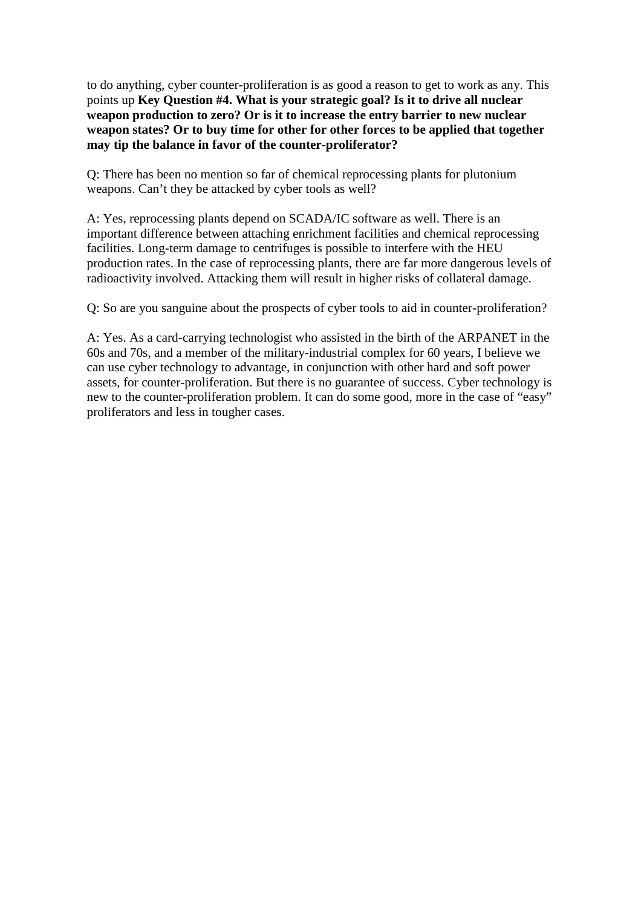to do anything, cyber counter-proliferation is as good a reason to get to work as any. This points up **Key Question #4. What is your strategic goal? Is it to drive all nuclear weapon production to zero? Or is it to increase the entry barrier to new nuclear weapon states? Or to buy time for other for other forces to be applied that together may tip the balance in favor of the counter-proliferator?**

Q: There has been no mention so far of chemical reprocessing plants for plutonium weapons. Can't they be attacked by cyber tools as well?

A: Yes, reprocessing plants depend on SCADA/IC software as well. There is an important difference between attaching enrichment facilities and chemical reprocessing facilities. Long-term damage to centrifuges is possible to interfere with the HEU production rates. In the case of reprocessing plants, there are far more dangerous levels of radioactivity involved. Attacking them will result in higher risks of collateral damage.

Q: So are you sanguine about the prospects of cyber tools to aid in counter-proliferation?

A: Yes. As a card-carrying technologist who assisted in the birth of the ARPANET in the 60s and 70s, and a member of the military-industrial complex for 60 years, I believe we can use cyber technology to advantage, in conjunction with other hard and soft power assets, for counter-proliferation. But there is no guarantee of success. Cyber technology is new to the counter-proliferation problem. It can do some good, more in the case of "easy" proliferators and less in tougher cases.